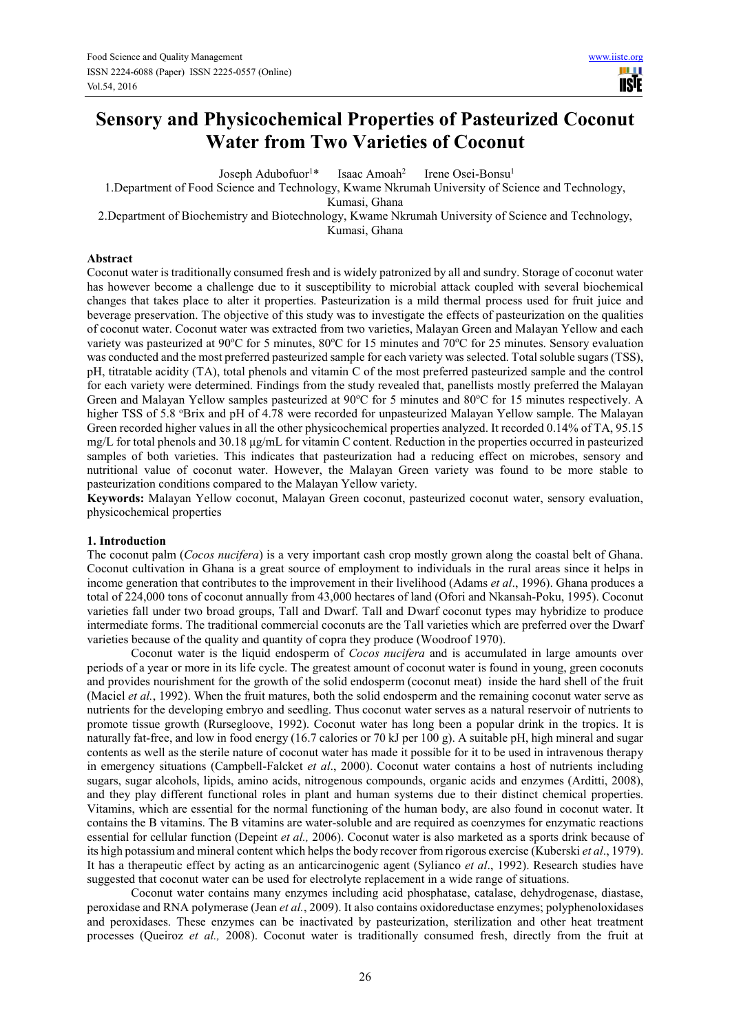# Sensory and Physicochemical Properties of Pasteurized Coconut Water from Two Varieties of Coconut

Joseph Adubofuor[1]* Isaac Amoah[2] Irene Osei-Bonsu[1]

1.Department of Food Science and Technology, Kwame Nkrumah University of Science and Technology, Kumasi, Ghana

2.Department of Biochemistry and Biotechnology, Kwame Nkrumah University of Science and Technology, Kumasi, Ghana

## Abstract

Coconut water is traditionally consumed fresh and is widely patronized by all and sundry. Storage of coconut water has however become a challenge due to it susceptibility to microbial attack coupled with several biochemical changes that takes place to alter it properties. Pasteurization is a mild thermal process used for fruit juice and beverage preservation. The objective of this study was to investigate the effects of pasteurization on the qualities of coconut water. Coconut water was extracted from two varieties, Malayan Green and Malayan Yellow and each variety was pasteurized at 90°C for 5 minutes, 80°C for 15 minutes and 70°C for 25 minutes. Sensory evaluation was conducted and the most preferred pasteurized sample for each variety was selected. Total soluble sugars (TSS), pH, titratable acidity (TA), total phenols and vitamin C of the most preferred pasteurized sample and the control for each variety were determined. Findings from the study revealed that, panellists mostly preferred the Malayan Green and Malayan Yellow samples pasteurized at 90°C for 5 minutes and 80°C for 15 minutes respectively. A higher TSS of 5.8 °Brix and pH of 4.78 were recorded for unpasteurized Malayan Yellow sample. The Malayan Green recorded higher values in all the other physicochemical properties analyzed. It recorded 0.14% of TA, 95.15 mg/L for total phenols and 30.18 µg/mL for vitamin C content. Reduction in the properties occurred in pasteurized samples of both varieties. This indicates that pasteurization had a reducing effect on microbes, sensory and nutritional value of coconut water. However, the Malayan Green variety was found to be more stable to pasteurization conditions compared to the Malayan Yellow variety.

**Keywords:** Malayan Yellow coconut, Malayan Green coconut, pasteurized coconut water, sensory evaluation, physicochemical properties

## 1. Introduction

The coconut palm (*Cocos nucifera*) is a very important cash crop mostly grown along the coastal belt of Ghana. Coconut cultivation in Ghana is a great source of employment to individuals in the rural areas since it helps in income generation that contributes to the improvement in their livelihood (Adams *et al*., 1996). Ghana produces a total of 224,000 tons of coconut annually from 43,000 hectares of land (Ofori and Nkansah-Poku, 1995). Coconut varieties fall under two broad groups, Tall and Dwarf. Tall and Dwarf coconut types may hybridize to produce intermediate forms. The traditional commercial coconuts are the Tall varieties which are preferred over the Dwarf varieties because of the quality and quantity of copra they produce (Woodroof 1970).

Coconut water is the liquid endosperm of *Cocos nucifera* and is accumulated in large amounts over periods of a year or more in its life cycle. The greatest amount of coconut water is found in young, green coconuts and provides nourishment for the growth of the solid endosperm (coconut meat) inside the hard shell of the fruit (Maciel *et al.*, 1992). When the fruit matures, both the solid endosperm and the remaining coconut water serve as nutrients for the developing embryo and seedling. Thus coconut water serves as a natural reservoir of nutrients to promote tissue growth (Rursegloove, 1992). Coconut water has long been a popular drink in the tropics. It is naturally fat-free, and low in food energy (16.7 calories or 70 kJ per 100 g). A suitable pH, high mineral and sugar contents as well as the sterile nature of coconut water has made it possible for it to be used in intravenous therapy in emergency situations (Campbell-Falcket *et al*., 2000). Coconut water contains a host of nutrients including sugars, sugar alcohols, lipids, amino acids, nitrogenous compounds, organic acids and enzymes (Arditti, 2008), and they play different functional roles in plant and human systems due to their distinct chemical properties. Vitamins, which are essential for the normal functioning of the human body, are also found in coconut water. It contains the B vitamins. The B vitamins are water-soluble and are required as coenzymes for enzymatic reactions essential for cellular function (Depeint *et al.,* 2006). Coconut water is also marketed as a sports drink because of its high potassium and mineral content which helps the body recover from rigorous exercise (Kuberski *et al*., 1979). It has a therapeutic effect by acting as an anticarcinogenic agent (Sylianco *et al*., 1992). Research studies have suggested that coconut water can be used for electrolyte replacement in a wide range of situations.

Coconut water contains many enzymes including acid phosphatase, catalase, dehydrogenase, diastase, peroxidase and RNA polymerase (Jean *et al.*, 2009). It also contains oxidoreductase enzymes; polyphenoloxidases and peroxidases. These enzymes can be inactivated by pasteurization, sterilization and other heat treatment processes (Queiroz *et al.,* 2008). Coconut water is traditionally consumed fresh, directly from the fruit at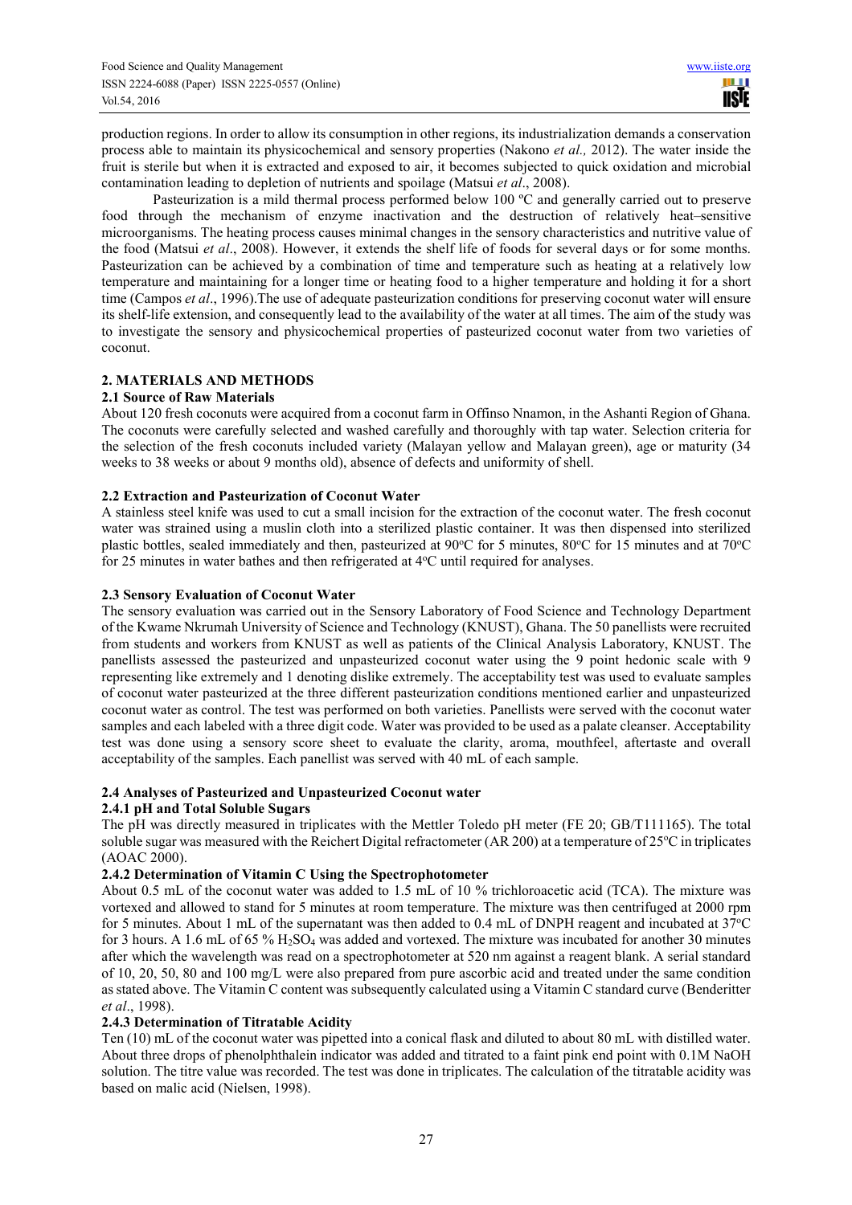production regions. In order to allow its consumption in other regions, its industrialization demands a conservation process able to maintain its physicochemical and sensory properties (Nakono *et al.,* 2012). The water inside the fruit is sterile but when it is extracted and exposed to air, it becomes subjected to quick oxidation and microbial contamination leading to depletion of nutrients and spoilage (Matsui *et al*., 2008).

Pasteurization is a mild thermal process performed below 100 ºC and generally carried out to preserve food through the mechanism of enzyme inactivation and the destruction of relatively heat–sensitive microorganisms. The heating process causes minimal changes in the sensory characteristics and nutritive value of the food (Matsui *et al*., 2008). However, it extends the shelf life of foods for several days or for some months. Pasteurization can be achieved by a combination of time and temperature such as heating at a relatively low temperature and maintaining for a longer time or heating food to a higher temperature and holding it for a short time (Campos *et al*., 1996).The use of adequate pasteurization conditions for preserving coconut water will ensure its shelf-life extension, and consequently lead to the availability of the water at all times. The aim of the study was to investigate the sensory and physicochemical properties of pasteurized coconut water from two varieties of coconut.

## 2. MATERIALS AND METHODS

### 2.1 Source of Raw Materials

About 120 fresh coconuts were acquired from a coconut farm in Offinso Nnamon, in the Ashanti Region of Ghana. The coconuts were carefully selected and washed carefully and thoroughly with tap water. Selection criteria for the selection of the fresh coconuts included variety (Malayan yellow and Malayan green), age or maturity (34 weeks to 38 weeks or about 9 months old), absence of defects and uniformity of shell.

### 2.2 Extraction and Pasteurization of Coconut Water

A stainless steel knife was used to cut a small incision for the extraction of the coconut water. The fresh coconut water was strained using a muslin cloth into a sterilized plastic container. It was then dispensed into sterilized plastic bottles, sealed immediately and then, pasteurized at 90°C for 5 minutes, 80°C for 15 minutes and at 70°C for 25 minutes in water baths and then refrigerated at 4°C until required for analyses.

### 2.3 Sensory Evaluation of Coconut Water

The sensory evaluation was carried out in the Sensory Laboratory of Food Science and Technology Department of the Kwame Nkrumah University of Science and Technology (KNUST), Ghana. The 50 panellists were recruited from students and workers from KNUST as well as patients of the Clinical Analysis Laboratory, KNUST. The panellists assessed the pasteurized and unpasteurized coconut water using the 9 point hedonic scale with 9 representing like extremely and 1 denoting dislike extremely. The acceptability test was used to evaluate samples of coconut water pasteurized at the three different pasteurization conditions mentioned earlier and unpasteurized coconut water as control. The test was performed on both varieties. Panellists were served with the coconut water samples and each labeled with a three digit code. Water was provided to be used as a palate cleanser. Acceptability test was done using a sensory score sheet to evaluate the clarity, aroma, mouthfeel, aftertaste and overall acceptability of the samples. Each panellist was served with 40 mL of each sample.

### 2.4 Analyses of Pasteurized and Unpasteurized Coconut water

#### 2.4.1 pH and Total Soluble Sugars

The pH was directly measured in triplicates with the Mettler Toledo pH meter (FE 20; GB/T111165). The total soluble sugar was measured with the Reichert Digital refractometer (AR 200) at a temperature of 25°C in triplicates (AOAC 2000).

#### 2.4.2 Determination of Vitamin C Using the Spectrophotometer

About 0.5 mL of the coconut water was added to 1.5 mL of 10 % trichloroacetic acid (TCA). The mixture was vortexed and allowed to stand for 5 minutes at room temperature. The mixture was then centrifuged at 2000 rpm for 5 minutes. About 1 mL of the supernatant was then added to 0.4 mL of DNPH reagent and incubated at 37°C for 3 hours. A 1.6 mL of 65 % $H_2SO_4$ was added and vortexed. The mixture was incubated for another 30 minutes after which the wavelength was read on a spectrophotometer at 520 nm against a reagent blank. A serial standard of 10, 20, 50, 80 and 100 mg/L were also prepared from pure ascorbic acid and treated under the same condition as stated above. The Vitamin C content was subsequently calculated using a Vitamin C standard curve (Benderitter *et al*., 1998).

#### 2.4.3 Determination of Titratable Acidity

Ten (10) mL of the coconut water was pipetted into a conical flask and diluted to about 80 mL with distilled water. About three drops of phenolphthalein indicator was added and titrated to a faint pink end point with 0.1M NaOH solution. The titre value was recorded. The test was done in triplicates. The calculation of the titratable acidity was based on malic acid (Nielsen, 1998).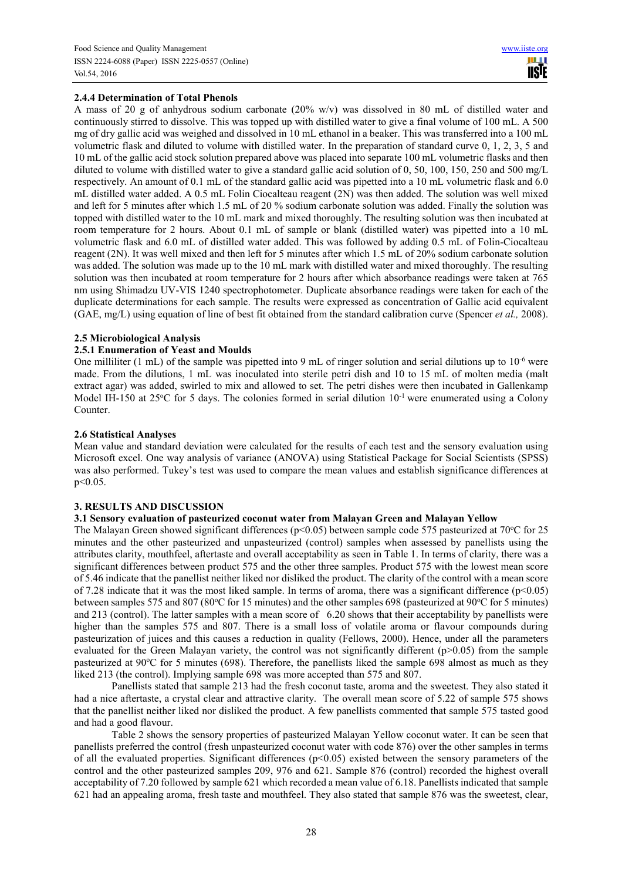### 2.4.4 Determination of Total Phenols

A mass of 20 g of anhydrous sodium carbonate (20% w/v) was dissolved in 80 mL of distilled water and continuously stirred to dissolve. This was topped up with distilled water to give a final volume of 100 mL. A 500 mg of dry gallic acid was weighed and dissolved in 10 mL ethanol in a beaker. This was transferred into a 100 mL volumetric flask and diluted to volume with distilled water. In the preparation of standard curve 0, 1, 2, 3, 5 and 10 mL of the gallic acid stock solution prepared above was placed into separate 100 mL volumetric flasks and then diluted to volume with distilled water to give a standard gallic acid solution of 0, 50, 100, 150, 250 and 500 mg/L respectively. An amount of 0.1 mL of the standard gallic acid was pipetted into a 10 mL volumetric flask and 6.0 mL distilled water added. A 0.5 mL Folin Ciocalteau reagent (2N) was then added. The solution was well mixed and left for 5 minutes after which 1.5 mL of 20 % sodium carbonate solution was added. Finally the solution was topped with distilled water to the 10 mL mark and mixed thoroughly. The resulting solution was then incubated at room temperature for 2 hours. About 0.1 mL of sample or blank (distilled water) was pipetted into a 10 mL volumetric flask and 6.0 mL of distilled water added. This was followed by adding 0.5 mL of Folin-Ciocalteau reagent (2N). It was well mixed and then left for 5 minutes after which 1.5 mL of 20% sodium carbonate solution was added. The solution was made up to the 10 mL mark with distilled water and mixed thoroughly. The resulting solution was then incubated at room temperature for 2 hours after which absorbance readings were taken at 765 nm using Shimadzu UV-VIS 1240 spectrophotometer. Duplicate absorbance readings were taken for each of the duplicate determinations for each sample. The results were expressed as concentration of Gallic acid equivalent (GAE, mg/L) using equation of line of best fit obtained from the standard calibration curve (Spencer *et al.,* 2008).

### 2.5 Microbiological Analysis

#### 2.5.1 Enumeration of Yeast and Moulds

One milliliter (1 mL) of the sample was pipetted into 9 mL of ringer solution and serial dilutions up to $10^{-6}$ were made. From the dilutions, 1 mL was inoculated into sterile petri dish and 10 to 15 mL of molten media (malt extract agar) was added, swirled to mix and allowed to set. The petri dishes were then incubated in Gallenkamp Model IH-150 at 25°C for 5 days. The colonies formed in serial dilution $10^{-1}$ were enumerated using a Colony Counter.

### 2.6 Statistical Analyses

Mean value and standard deviation were calculated for the results of each test and the sensory evaluation using Microsoft excel. One way analysis of variance (ANOVA) using Statistical Package for Social Scientists (SPSS) was also performed. Tukey's test was used to compare the mean values and establish significance differences at $p<0.05$.

## 3. RESULTS AND DISCUSSION

### 3.1 Sensory evaluation of pasteurized coconut water from Malayan Green and Malayan Yellow

The Malayan Green showed significant differences ($p<0.05$) between sample code 575 pasteurized at 70°C for 25 minutes and the other pasteurized and unpasteurized (control) samples when assessed by panellists using the attributes clarity, mouthfeel, aftertaste and overall acceptability as seen in Table 1. In terms of clarity, there was a significant differences between product 575 and the other three samples. Product 575 with the lowest mean score of 5.46 indicate that the panellist neither liked nor disliked the product. The clarity of the control with a mean score of 7.28 indicate that it was the most liked sample. In terms of aroma, there was a significant difference ($p<0.05$) between samples 575 and 807 (80°C for 15 minutes) and the other samples 698 (pasteurized at 90°C for 5 minutes) and 213 (control). The latter samples with a mean score of 6.20 shows that their acceptability by panellists were higher than the samples 575 and 807. There is a small loss of volatile aroma or flavour compounds during pasteurization of juices and this causes a reduction in quality (Fellows, 2000). Hence, under all the parameters evaluated for the Green Malayan variety, the control was not significantly different ($p>0.05$) from the sample pasteurized at 90°C for 5 minutes (698). Therefore, the panellists liked the sample 698 almost as much as they liked 213 (the control). Implying sample 698 was more accepted than 575 and 807.

Panellists stated that sample 213 had the fresh coconut taste, aroma and the sweetest. They also stated it had a nice aftertaste, a crystal clear and attractive clarity. The overall mean score of 5.22 of sample 575 shows that the panellist neither liked nor disliked the product. A few panellists commented that sample 575 tasted good and had a good flavour.

Table 2 shows the sensory properties of pasteurized Malayan Yellow coconut water. It can be seen that panellists preferred the control (fresh unpasteurized coconut water with code 876) over the other samples in terms of all the evaluated properties. Significant differences ($p<0.05$) existed between the sensory parameters of the control and the other pasteurized samples 209, 976 and 621. Sample 876 (control) recorded the highest overall acceptability of 7.20 followed by sample 621 which recorded a mean value of 6.18. Panellists indicated that sample 621 had an appealing aroma, fresh taste and mouthfeel. They also stated that sample 876 was the sweetest, clear,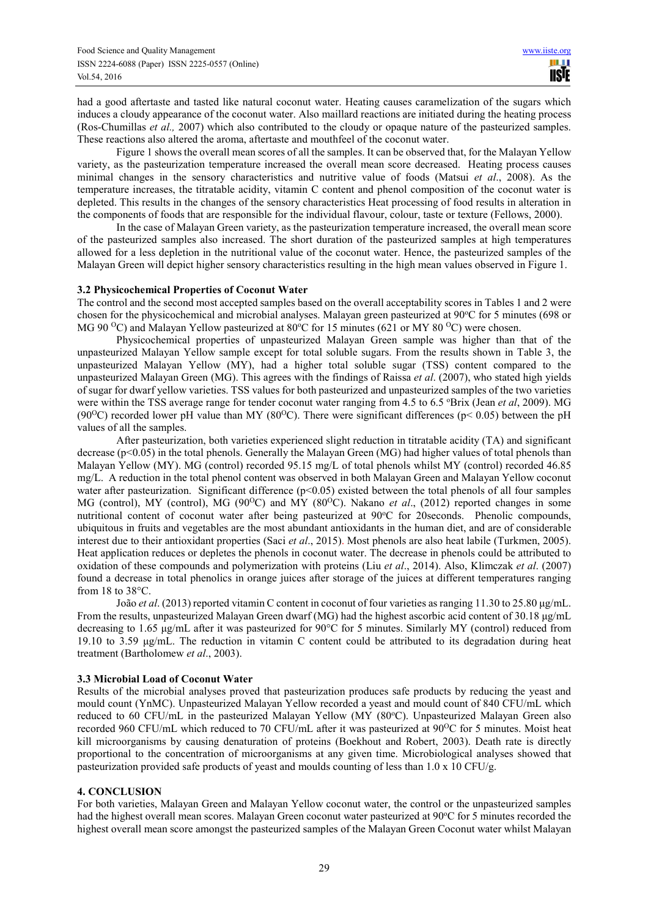had a good aftertaste and tasted like natural coconut water. Heating causes caramelization of the sugars which induces a cloudy appearance of the coconut water. Also maillard reactions are initiated during the heating process (Ros-Chumillas *et al.,* 2007) which also contributed to the cloudy or opaque nature of the pasteurized samples. These reactions also altered the aroma, aftertaste and mouthfeel of the coconut water.

Figure 1 shows the overall mean scores of all the samples. It can be observed that, for the Malayan Yellow variety, as the pasteurization temperature increased the overall mean score decreased. Heating process causes minimal changes in the sensory characteristics and nutritive value of foods (Matsui *et al*., 2008). As the temperature increases, the titratable acidity, vitamin C content and phenol composition of the coconut water is depleted. This results in the changes of the sensory characteristics Heat processing of food results in alteration in the components of foods that are responsible for the individual flavour, colour, taste or texture (Fellows, 2000).

In the case of Malayan Green variety, as the pasteurization temperature increased, the overall mean score of the pasteurized samples also increased. The short duration of the pasteurized samples at high temperatures allowed for a less depletion in the nutritional value of the coconut water. Hence, the pasteurized samples of the Malayan Green will depict higher sensory characteristics resulting in the high mean values observed in Figure 1.

### 3.2 Physicochemical Properties of Coconut Water

The control and the second most accepted samples based on the overall acceptability scores in Tables 1 and 2 were chosen for the physicochemical and microbial analyses. Malayan green pasteurized at 90°C for 5 minutes (698 or MG 90 °C) and Malayan Yellow pasteurized at 80°C for 15 minutes (621 or MY 80 °C) were chosen.

Physicochemical properties of unpasteurized Malayan Green sample was higher than that of the unpasteurized Malayan Yellow sample except for total soluble sugars. From the results shown in Table 3, the unpasteurized Malayan Yellow (MY), had a higher total soluble sugar (TSS) content compared to the unpasteurized Malayan Green (MG). This agrees with the findings of Raissa *et al*. (2007), who stated high yields of sugar for dwarf yellow varieties. TSS values for both pasteurized and unpasteurized samples of the two varieties were within the TSS average range for tender coconut water ranging from 4.5 to 6.5 °Brix (Jean *et al*, 2009). MG (90°C) recorded lower pH value than MY (80°C). There were significant differences ($p < 0.05$) between the pH values of all the samples.

After pasteurization, both varieties experienced slight reduction in titratable acidity (TA) and significant decrease ($p<0.05$) in the total phenols. Generally the Malayan Green (MG) had higher values of total phenols than Malayan Yellow (MY). MG (control) recorded 95.15 mg/L of total phenols whilst MY (control) recorded 46.85 mg/L. A reduction in the total phenol content was observed in both Malayan Green and Malayan Yellow coconut water after pasteurization. Significant difference ($p<0.05$) existed between the total phenols of all four samples MG (control), MY (control), MG (90°C) and MY (80°C). Nakano *et al*., (2012) reported changes in some nutritional content of coconut water after being pasteurized at 90°C for 20seconds. Phenolic compounds, ubiquitous in fruits and vegetables are the most abundant antioxidants in the human diet, and are of considerable interest due to their antioxidant properties (Saci *et al*., 2015). Most phenols are also heat labile (Turkmen, 2005). Heat application reduces or depletes the phenols in coconut water. The decrease in phenols could be attributed to oxidation of these compounds and polymerization with proteins (Liu *et al*., 2014). Also, Klimczak *et al*. (2007) found a decrease in total phenolics in orange juices after storage of the juices at different temperatures ranging from 18 to 38°C.

João *et al*. (2013) reported vitamin C content in coconut of four varieties as ranging 11.30 to 25.80 μg/mL. From the results, unpasteurized Malayan Green dwarf (MG) had the highest ascorbic acid content of 30.18 μg/mL decreasing to 1.65 μg/mL after it was pasteurized for 90°C for 5 minutes. Similarly MY (control) reduced from 19.10 to 3.59 μg/mL. The reduction in vitamin C content could be attributed to its degradation during heat treatment (Bartholomew *et al*., 2003).

### 3.3 Microbial Load of Coconut Water

Results of the microbial analyses proved that pasteurization produces safe products by reducing the yeast and mould count (YnMC). Unpasteurized Malayan Yellow recorded a yeast and mould count of 840 CFU/mL which reduced to 60 CFU/mL in the pasteurized Malayan Yellow (MY (80°C). Unpasteurized Malayan Green also recorded 960 CFU/mL which reduced to 70 CFU/mL after it was pasteurized at 90°C for 5 minutes. Moist heat kill microorganisms by causing denaturation of proteins (Boekhout and Robert, 2003). Death rate is directly proportional to the concentration of microorganisms at any given time. Microbiological analyses showed that pasteurization provided safe products of yeast and moulds counting of less than 1.0 x 10 CFU/g.

## 4. CONCLUSION

For both varieties, Malayan Green and Malayan Yellow coconut water, the control or the unpasteurized samples had the highest overall mean scores. Malayan Green coconut water pasteurized at 90°C for 5 minutes recorded the highest overall mean score amongst the pasteurized samples of the Malayan Green Coconut water whilst Malayan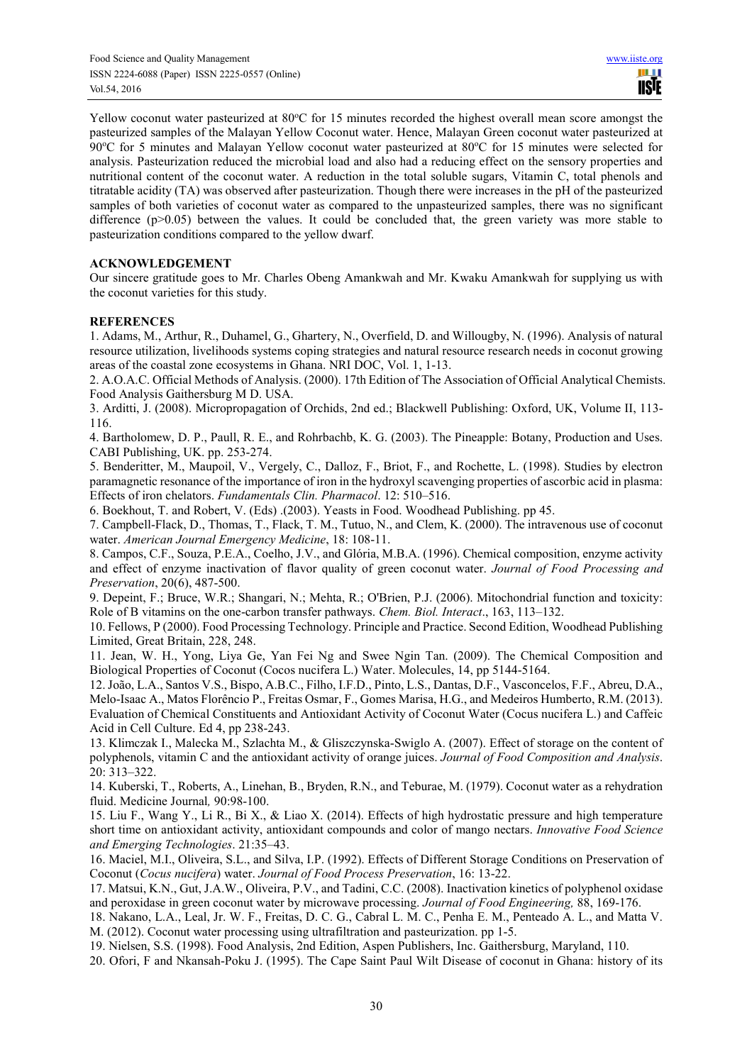Yellow coconut water pasteurized at 80°C for 15 minutes recorded the highest overall mean score amongst the pasteurized samples of the Malayan Yellow Coconut water. Hence, Malayan Green coconut water pasteurized at 90°C for 5 minutes and Malayan Yellow coconut water pasteurized at 80°C for 15 minutes were selected for analysis. Pasteurization reduced the microbial load and also had a reducing effect on the sensory properties and nutritional content of the coconut water. A reduction in the total soluble sugars, Vitamin C, total phenols and titratable acidity (TA) was observed after pasteurization. Though there were increases in the pH of the pasteurized samples of both varieties of coconut water as compared to the unpasteurized samples, there was no significant difference ($p>0.05$) between the values. It could be concluded that, the green variety was more stable to pasteurization conditions compared to the yellow dwarf.

## ACKNOWLEDGEMENT

Our sincere gratitude goes to Mr. Charles Obeng Amankwah and Mr. Kwaku Amankwah for supplying us with the coconut varieties for this study.

## REFERENCES

1. Adams, M., Arthur, R., Duhamel, G., Ghartery, N., Overfield, D. and Willougby, N. (1996). Analysis of natural resource utilization, livelihoods systems coping strategies and natural resource research needs in coconut growing areas of the coastal zone ecosystems in Ghana. NRI DOC, Vol. 1, 1-13.
2. A.O.A.C. Official Methods of Analysis. (2000). 17th Edition of The Association of Official Analytical Chemists. Food Analysis Gaithersburg M D. USA.
3. Arditti, J. (2008). Micropropagation of Orchids, 2nd ed.; Blackwell Publishing: Oxford, UK, Volume II, 113-116.
4. Bartholomew, D. P., Paull, R. E., and Rohrbachb, K. G. (2003). The Pineapple: Botany, Production and Uses. CABI Publishing, UK. pp. 253-274.
5. Benderitter, M., Maupoil, V., Vergely, C., Dalloz, F., Briot, F., and Rochette, L. (1998). Studies by electron paramagnetic resonance of the importance of iron in the hydroxyl scavenging properties of ascorbic acid in plasma: Effects of iron chelators. *Fundamentals Clin. Pharmacol*. 12: 510–516.
6. Boekhout, T. and Robert, V. (Eds) .(2003). Yeasts in Food. Woodhead Publishing. pp 45.
7. Campbell-Flack, D., Thomas, T., Flack, T. M., Tutuo, N., and Clem, K. (2000). The intravenous use of coconut water. *American Journal Emergency Medicine*, 18: 108-11.
8. Campos, C.F., Souza, P.E.A., Coelho, J.V., and Glória, M.B.A. (1996). Chemical composition, enzyme activity and effect of enzyme inactivation of flavor quality of green coconut water. *Journal of Food Processing and Preservation*, 20(6), 487-500.
9. Depeint, F.; Bruce, W.R.; Shangari, N.; Mehta, R.; O'Brien, P.J. (2006). Mitochondrial function and toxicity: Role of B vitamins on the one-carbon transfer pathways. *Chem. Biol. Interact*., 163, 113–132.
10. Fellows, P (2000). Food Processing Technology. Principle and Practice. Second Edition, Woodhead Publishing Limited, Great Britain, 228, 248.
11. Jean, W. H., Yong, Liya Ge, Yan Fei Ng and Swee Ngin Tan. (2009). The Chemical Composition and Biological Properties of Coconut (Cocos nucifera L.) Water. Molecules, 14, pp 5144-5164.
12. João, L.A., Santos V.S., Bispo, A.B.C., Filho, I.F.D., Pinto, L.S., Dantas, D.F., Vasconcelos, F.F., Abreu, D.A., Melo-Isaac A., Matos Florêncio P., Freitas Osmar, F., Gomes Marisa, H.G., and Medeiros Humberto, R.M. (2013). Evaluation of Chemical Constituents and Antioxidant Activity of Coconut Water (Cocus nucifera L.) and Caffeic Acid in Cell Culture. Ed 4, pp 238-243.
13. Klimczak I., Malecka M., Szlachta M., & Gliszczynska-Swiglo A. (2007). Effect of storage on the content of polyphenols, vitamin C and the antioxidant activity of orange juices. *Journal of Food Composition and Analysis*. 20: 313–322.
14. Kuberski, T., Roberts, A., Linehan, B., Bryden, R.N., and Teburae, M. (1979). Coconut water as a rehydration fluid. Medicine Journal*,* 90:98-100.
15. Liu F., Wang Y., Li R., Bi X., & Liao X. (2014). Effects of high hydrostatic pressure and high temperature short time on antioxidant activity, antioxidant compounds and color of mango nectars. *Innovative Food Science and Emerging Technologies*. 21:35–43.
16. Maciel, M.I., Oliveira, S.L., and Silva, I.P. (1992). Effects of Different Storage Conditions on Preservation of Coconut (*Cocus nucifera*) water. *Journal of Food Process Preservation*, 16: 13-22.
17. Matsui, K.N., Gut, J.A.W., Oliveira, P.V., and Tadini, C.C. (2008). Inactivation kinetics of polyphenol oxidase and peroxidase in green coconut water by microwave processing. *Journal of Food Engineering,* 88, 169-176.
18. Nakano, L.A., Leal, Jr. W. F., Freitas, D. C. G., Cabral L. M. C., Penha E. M., Penteado A. L., and Matta V. M. (2012). Coconut water processing using ultrafiltration and pasteurization. pp 1-5.
19. Nielsen, S.S. (1998). Food Analysis, 2nd Edition, Aspen Publishers, Inc. Gaithersburg, Maryland, 110.
20. Ofori, F and Nkansah-Poku J. (1995). The Cape Saint Paul Wilt Disease of coconut in Ghana: history of its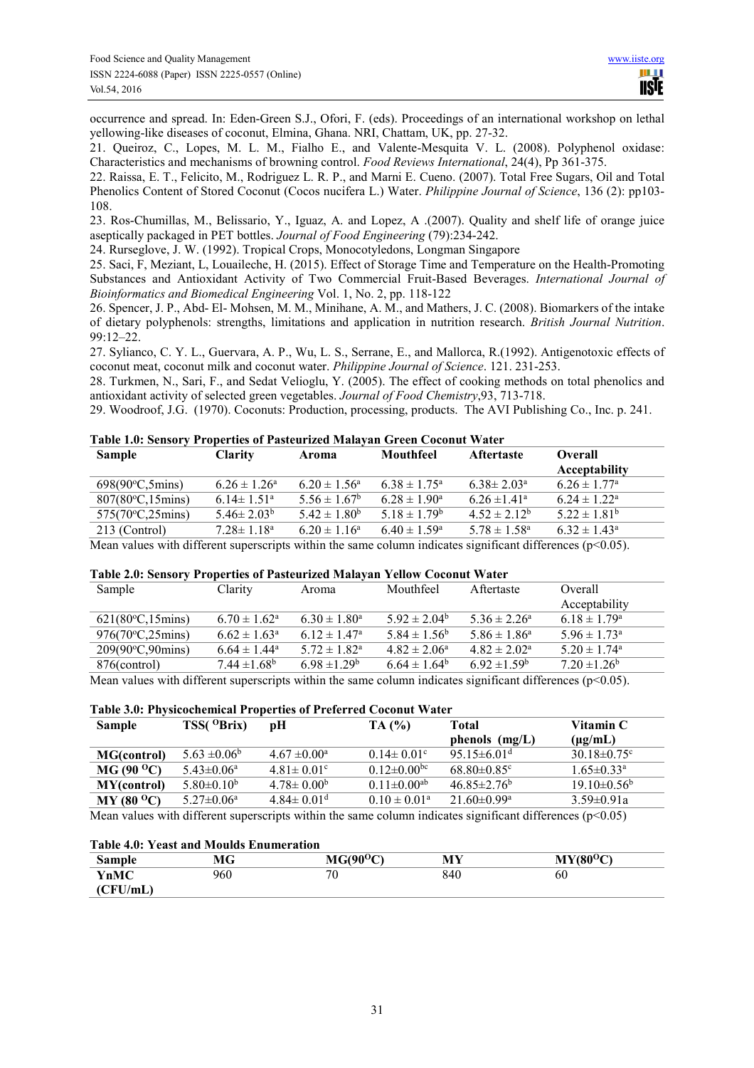occurrence and spread. In: Eden-Green S.J., Ofori, F. (eds). Proceedings of an international workshop on lethal yellowing-like diseases of coconut, Elmina, Ghana. NRI, Chattam, UK, pp. 27-32.

21. Queiroz, C., Lopes, M. L. M., Fialho E., and Valente-Mesquita V. L. (2008). Polyphenol oxidase: Characteristics and mechanisms of browning control. *Food Reviews International*, 24(4), Pp 361-375.

22. Raissa, E. T., Felicito, M., Rodriguez L. R. P., and Marni E. Cueno. (2007). Total Free Sugars, Oil and Total Phenolics Content of Stored Coconut (Cocos nucifera L.) Water. *Philippine Journal of Science*, 136 (2): pp103-108.

23. Ros-Chumillas, M., Belissario, Y., Iguaz, A. and Lopez, A .(2007). Quality and shelf life of orange juice aseptically packaged in PET bottles. *Journal of Food Engineering* (79):234-242.

24. Rurseglove, J. W. (1992). Tropical Crops, Monocotyledons, Longman Singapore

25. Saci, F, Meziant, L, Louaileche, H. (2015). Effect of Storage Time and Temperature on the Health-Promoting Substances and Antioxidant Activity of Two Commercial Fruit-Based Beverages. *International Journal of Bioinformatics and Biomedical Engineering* Vol. 1, No. 2, pp. 118-122

26. Spencer, J. P., Abd- El- Mohsen, M. M., Minihane, A. M., and Mathers, J. C. (2008). Biomarkers of the intake of dietary polyphenols: strengths, limitations and application in nutrition research. *British Journal Nutrition*. 99:12–22.

27. Sylianco, C. Y. L., Guervara, A. P., Wu, L. S., Serrane, E., and Mallorca, R.(1992). Antigenotoxic effects of coconut meat, coconut milk and coconut water. *Philippine Journal of Science*. 121. 231-253.

28. Turkmen, N., Sari, F., and Sedat Velioglu, Y. (2005). The effect of cooking methods on total phenolics and antioxidant activity of selected green vegetables. *Journal of Food Chemistry*,93, 713-718.

29. Woodroof, J.G. (1970). Coconuts: Production, processing, products. The AVI Publishing Co., Inc. p. 241.

**Table 1.0: Sensory Properties of Pasteurized Malayan Green Coconut Water**

| Sample | Clarity | Aroma | Mouthfeel | Aftertaste | Overall Acceptability |
|---|---|---|---|---|---|
| 698(90°C,5mins) | $6.26 \pm 1.26^a$ | $6.20 \pm 1.56^a$ | $6.38 \pm 1.75^a$ | $6.38 \pm 2.03^a$ | $6.26 \pm 1.77^a$ |
| 807(80°C,15mins) | $6.14 \pm 1.51^a$ | $5.56 \pm 1.67^b$ | $6.28 \pm 1.90^a$ | $6.26 \pm 1.41^a$ | $6.24 \pm 1.22^a$ |
| 575(70°C,25mins) | $5.46 \pm 2.03^b$ | $5.42 \pm 1.80^b$ | $5.18 \pm 1.79^b$ | $4.52 \pm 2.12^b$ | $5.22 \pm 1.81^b$ |
| 213 (Control) | $7.28 \pm 1.18^a$ | $6.20 \pm 1.16^a$ | $6.40 \pm 1.59^a$ | $5.78 \pm 1.58^a$ | $6.32 \pm 1.43^a$ |

Mean values with different superscripts within the same column indicates significant differences ($p<0.05$).

**Table 2.0: Sensory Properties of Pasteurized Malayan Yellow Coconut Water**

| Sample | Clarity | Aroma | Mouthfeel | Aftertaste | Overall Acceptability |
|---|---|---|---|---|---|
| 621(80°C,15mins) | $6.70 \pm 1.62^a$ | $6.30 \pm 1.80^a$ | $5.92 \pm 2.04^b$ | $5.36 \pm 2.26^a$ | $6.18 \pm 1.79^a$ |
| 976(70°C,25mins) | $6.62 \pm 1.63^a$ | $6.12 \pm 1.47^a$ | $5.84 \pm 1.56^b$ | $5.86 \pm 1.86^a$ | $5.96 \pm 1.73^a$ |
| 209(90°C,90mins) | $6.64 \pm 1.44^a$ | $5.72 \pm 1.82^a$ | $4.82 \pm 2.06^a$ | $4.82 \pm 2.02^a$ | $5.20 \pm 1.74^a$ |
| 876(control) | $7.44 \pm 1.68^b$ | $6.98 \pm 1.29^b$ | $6.64 \pm 1.64^b$ | $6.92 \pm 1.59^b$ | $7.20 \pm 1.26^b$ |

Mean values with different superscripts within the same column indicates significant differences ($p<0.05$).

**Table 3.0: Physicochemical Properties of Preferred Coconut Water**

| Sample | TSS( °Brix) | pH | TA (%) | Total phenols (mg/L) | Vitamin C (µg/mL) |
|---|---|---|---|---|---|
| **MG(control)** | $5.63 \pm 0.06^b$ | $4.67 \pm 0.00^a$ | $0.14 \pm 0.01^c$ | $95.15 \pm 6.01^d$ | $30.18 \pm 0.75^c$ |
| **MG (90 °C)** | $5.43 \pm 0.06^a$ | $4.81 \pm 0.01^c$ | $0.12 \pm 0.00^{bc}$ | $68.80 \pm 0.85^c$ | $1.65 \pm 0.33^a$ |
| **MY(control)** | $5.80 \pm 0.10^b$ | $4.78 \pm 0.00^b$ | $0.11 \pm 0.00^{ab}$ | $46.85 \pm 2.76^b$ | $19.10 \pm 0.56^b$ |
| **MY (80 °C)** | $5.27 \pm 0.06^a$ | $4.84 \pm 0.01^d$ | $0.10 \pm 0.01^a$ | $21.60 \pm 0.99^a$ | $3.59 \pm 0.91$a |

Mean values with different superscripts within the same column indicates significant differences ($p<0.05$)

**Table 4.0: Yeast and Moulds Enumeration**

| Sample | MG | MG(90°C) | MY | MY(80°C) |
|---|---|---|---|---|
| YnMC (CFU/mL) | 960 | 70 | 840 | 60 |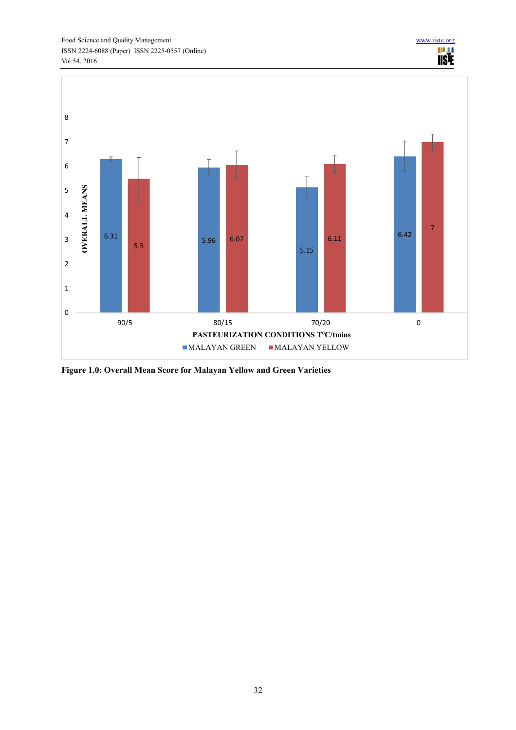8

7

6

5

4

3

2

1

0

OVERALL MEANS

6.31

5.5

5.96

6.07

5.15

6.11

6.42

7

90/5

80/15

70/20

0

PASTEURIZATION CONDITIONS T$^0$C/tmins

MALAYAN GREEN

MALAYAN YELLOW

**Figure 1.0: Overall Mean Score for Malayan Yellow and Green Varieties**